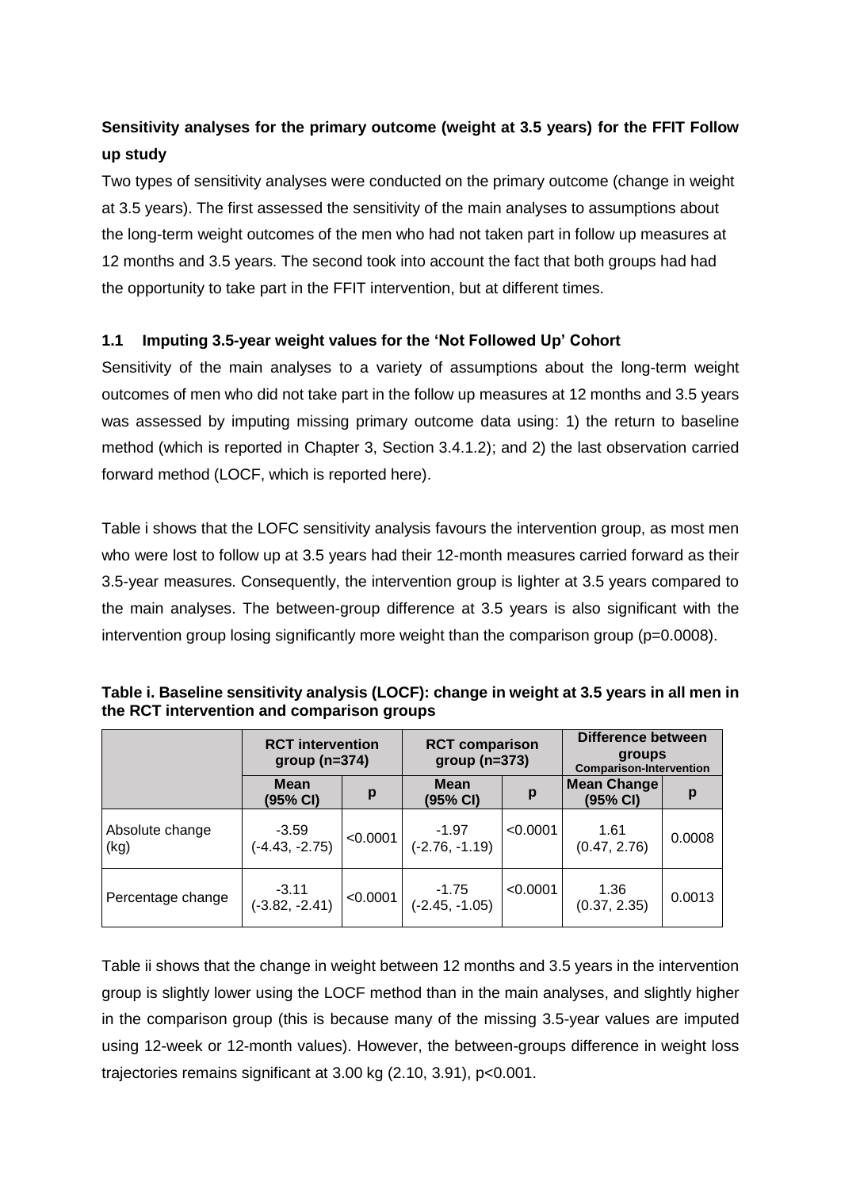## Sensitivity analyses for the primary outcome (weight at 3.5 years) for the FFIT Follow up study

Two types of sensitivity analyses were conducted on the primary outcome (change in weight at 3.5 years). The first assessed the sensitivity of the main analyses to assumptions about the long-term weight outcomes of the men who had not taken part in follow up measures at 12 months and 3.5 years. The second took into account the fact that both groups had had the opportunity to take part in the FFIT intervention, but at different times.

### 1.1 Imputing 3.5-year weight values for the 'Not Followed Up' Cohort

Sensitivity of the main analyses to a variety of assumptions about the long-term weight outcomes of men who did not take part in the follow up measures at 12 months and 3.5 years was assessed by imputing missing primary outcome data using: 1) the return to baseline method (which is reported in Chapter 3, Section 3.4.1.2); and 2) the last observation carried forward method (LOCF, which is reported here).

Table i shows that the LOFC sensitivity analysis favours the intervention group, as most men who were lost to follow up at 3.5 years had their 12-month measures carried forward as their 3.5-year measures. Consequently, the intervention group is lighter at 3.5 years compared to the main analyses. The between-group difference at 3.5 years is also significant with the intervention group losing significantly more weight than the comparison group (p=0.0008).

**Table i. Baseline sensitivity analysis (LOCF): change in weight at 3.5 years in all men in the RCT intervention and comparison groups**

| | RCT intervention group (n=374) | | RCT comparison group (n=373) | | Difference between groups Comparison-Intervention | |
|---|---|---|---|---|---|---|
| | Mean (95% CI) | p | Mean (95% CI) | p | Mean Change (95% CI) | p |
| Absolute change (kg) | -3.59 (-4.43, -2.75) | <0.0001 | -1.97 (-2.76, -1.19) | <0.0001 | 1.61 (0.47, 2.76) | 0.0008 |
| Percentage change | -3.11 (-3.82, -2.41) | <0.0001 | -1.75 (-2.45, -1.05) | <0.0001 | 1.36 (0.37, 2.35) | 0.0013 |

Table ii shows that the change in weight between 12 months and 3.5 years in the intervention group is slightly lower using the LOCF method than in the main analyses, and slightly higher in the comparison group (this is because many of the missing 3.5-year values are imputed using 12-week or 12-month values). However, the between-groups difference in weight loss trajectories remains significant at 3.00 kg (2.10, 3.91), p<0.001.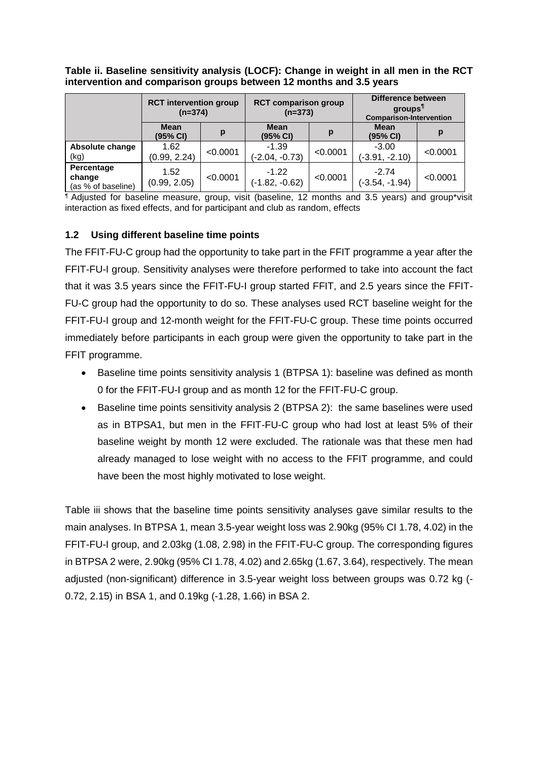**Table ii. Baseline sensitivity analysis (LOCF): Change in weight in all men in the RCT intervention and comparison groups between 12 months and 3.5 years**

| | RCT intervention group (n=374) | | RCT comparison group (n=373) | | Difference between groups¶ Comparison-Intervention | |
|---|---|---|---|---|---|---|
| | Mean (95% CI) | p | Mean (95% CI) | p | Mean (95% CI) | p |
| **Absolute change** (kg) | 1.62 (0.99, 2.24) | <0.0001 | -1.39 (-2.04, -0.73) | <0.0001 | -3.00 (-3.91, -2.10) | <0.0001 |
| **Percentage change** (as % of baseline) | 1.52 (0.99, 2.05) | <0.0001 | -1.22 (-1.82, -0.62) | <0.0001 | -2.74 (-3.54, -1.94) | <0.0001 |

¶ Adjusted for baseline measure, group, visit (baseline, 12 months and 3.5 years) and group*visit interaction as fixed effects, and for participant and club as random, effects

## 1.2 Using different baseline time points

The FFIT-FU-C group had the opportunity to take part in the FFIT programme a year after the FFIT-FU-I group. Sensitivity analyses were therefore performed to take into account the fact that it was 3.5 years since the FFIT-FU-I group started FFIT, and 2.5 years since the FFIT-FU-C group had the opportunity to do so. These analyses used RCT baseline weight for the FFIT-FU-I group and 12-month weight for the FFIT-FU-C group. These time points occurred immediately before participants in each group were given the opportunity to take part in the FFIT programme.

- Baseline time points sensitivity analysis 1 (BTPSA 1): baseline was defined as month 0 for the FFIT-FU-I group and as month 12 for the FFIT-FU-C group.
- Baseline time points sensitivity analysis 2 (BTPSA 2): the same baselines were used as in BTPSA1, but men in the FFIT-FU-C group who had lost at least 5% of their baseline weight by month 12 were excluded. The rationale was that these men had already managed to lose weight with no access to the FFIT programme, and could have been the most highly motivated to lose weight.

Table iii shows that the baseline time points sensitivity analyses gave similar results to the main analyses. In BTPSA 1, mean 3.5-year weight loss was 2.90kg (95% CI 1.78, 4.02) in the FFIT-FU-I group, and 2.03kg (1.08, 2.98) in the FFIT-FU-C group. The corresponding figures in BTPSA 2 were, 2.90kg (95% CI 1.78, 4.02) and 2.65kg (1.67, 3.64), respectively. The mean adjusted (non-significant) difference in 3.5-year weight loss between groups was 0.72 kg (-0.72, 2.15) in BSA 1, and 0.19kg (-1.28, 1.66) in BSA 2.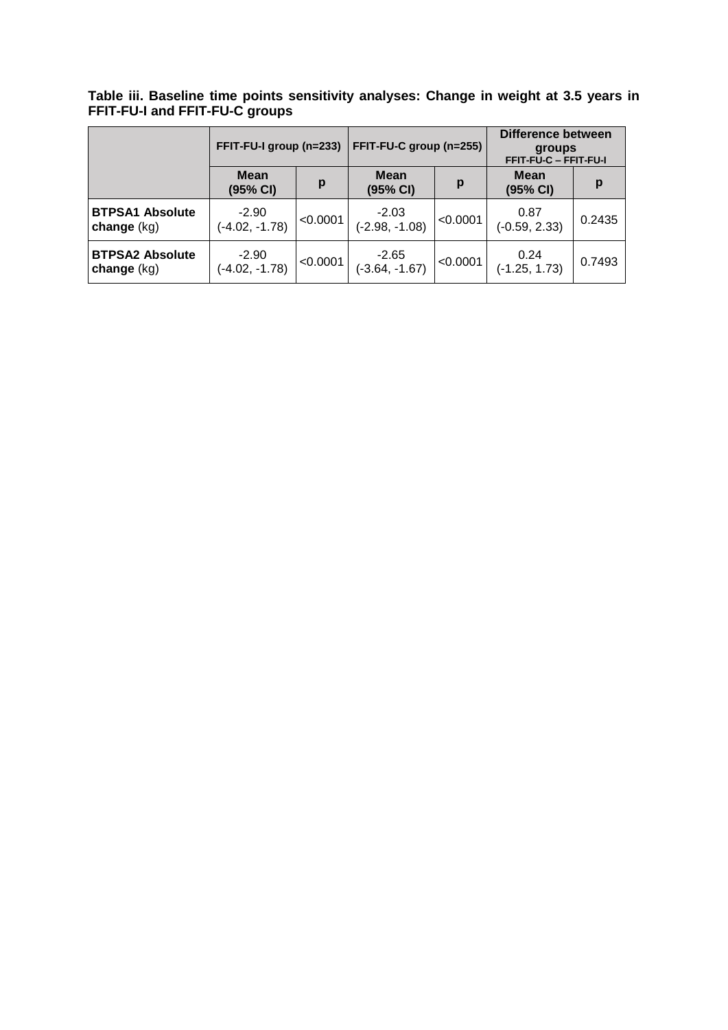**Table iii. Baseline time points sensitivity analyses: Change in weight at 3.5 years in FFIT-FU-I and FFIT-FU-C groups**

| | FFIT-FU-I group (n=233) | | FFIT-FU-C group (n=255) | | Difference between groups FFIT-FU-C – FFIT-FU-I | |
|---|---|---|---|---|---|---|
| | **Mean (95% CI)** | **p** | **Mean (95% CI)** | **p** | **Mean (95% CI)** | **p** |
| **BTPSA1 Absolute change** (kg) | -2.90 (-4.02, -1.78) | <0.0001 | -2.03 (-2.98, -1.08) | <0.0001 | 0.87 (-0.59, 2.33) | 0.2435 |
| **BTPSA2 Absolute change** (kg) | -2.90 (-4.02, -1.78) | <0.0001 | -2.65 (-3.64, -1.67) | <0.0001 | 0.24 (-1.25, 1.73) | 0.7493 |